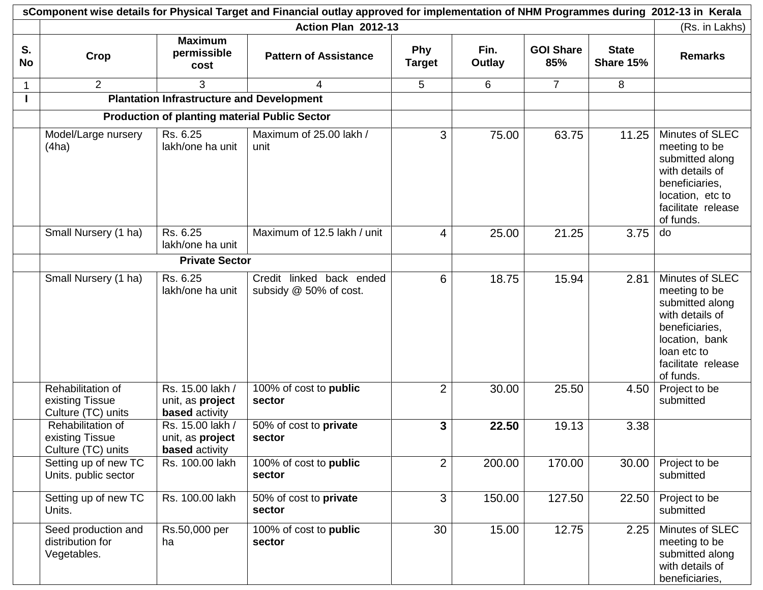| sComponent wise details for Physical Target and Financial outlay approved for implementation of NHM Programmes during 2012-13 in Kerala | | | | | | | | |
|---|---|---|---|---|---|---|---|---|
| | Action Plan 2012-13 | | | | | | | (Rs. in Lakhs) |
| S. No | Crop | Maximum permissible cost | Pattern of Assistance | Phy Target | Fin. Outlay | GOI Share 85% | State Share 15% | Remarks |
| 1 | 2 | 3 | 4 | 5 | 6 | 7 | 8 | |
| I | **Plantation Infrastructure and Development** | | | | | | | |
| | **Production of planting material Public Sector** | | | | | | | |
| | Model/Large nursery (4ha) | Rs. 6.25 lakh/one ha unit | Maximum of 25.00 lakh / unit | 3 | 75.00 | 63.75 | 11.25 | Minutes of SLEC meeting to be submitted along with details of beneficiaries, location, etc to facilitate release of funds. |
| | Small Nursery (1 ha) | Rs. 6.25 lakh/one ha unit | Maximum of 12.5 lakh / unit | 4 | 25.00 | 21.25 | 3.75 | do |
| | **Private Sector** | | | | | | | |
| | Small Nursery (1 ha) | Rs. 6.25 lakh/one ha unit | Credit linked back ended subsidy @ 50% of cost. | 6 | 18.75 | 15.94 | 2.81 | Minutes of SLEC meeting to be submitted along with details of beneficiaries, location, bank loan etc to facilitate release of funds. |
| | Rehabilitation of existing Tissue Culture (TC) units | Rs. 15.00 lakh / unit, as **project based** activity | 100% of cost to **public sector** | 2 | 30.00 | 25.50 | 4.50 | Project to be submitted |
| | Rehabilitation of existing Tissue Culture (TC) units | Rs. 15.00 lakh / unit, as **project based** activity | 50% of cost to **private sector** | **3** | **22.50** | 19.13 | 3.38 | |
| | Setting up of new TC Units. public sector | Rs. 100.00 lakh | 100% of cost to **public sector** | 2 | 200.00 | 170.00 | 30.00 | Project to be submitted |
| | Setting up of new TC Units. | Rs. 100.00 lakh | 50% of cost to **private sector** | 3 | 150.00 | 127.50 | 22.50 | Project to be submitted |
| | Seed production and distribution for Vegetables. | Rs.50,000 per ha | 100% of cost to **public sector** | 30 | 15.00 | 12.75 | 2.25 | Minutes of SLEC meeting to be submitted along with details of beneficiaries, |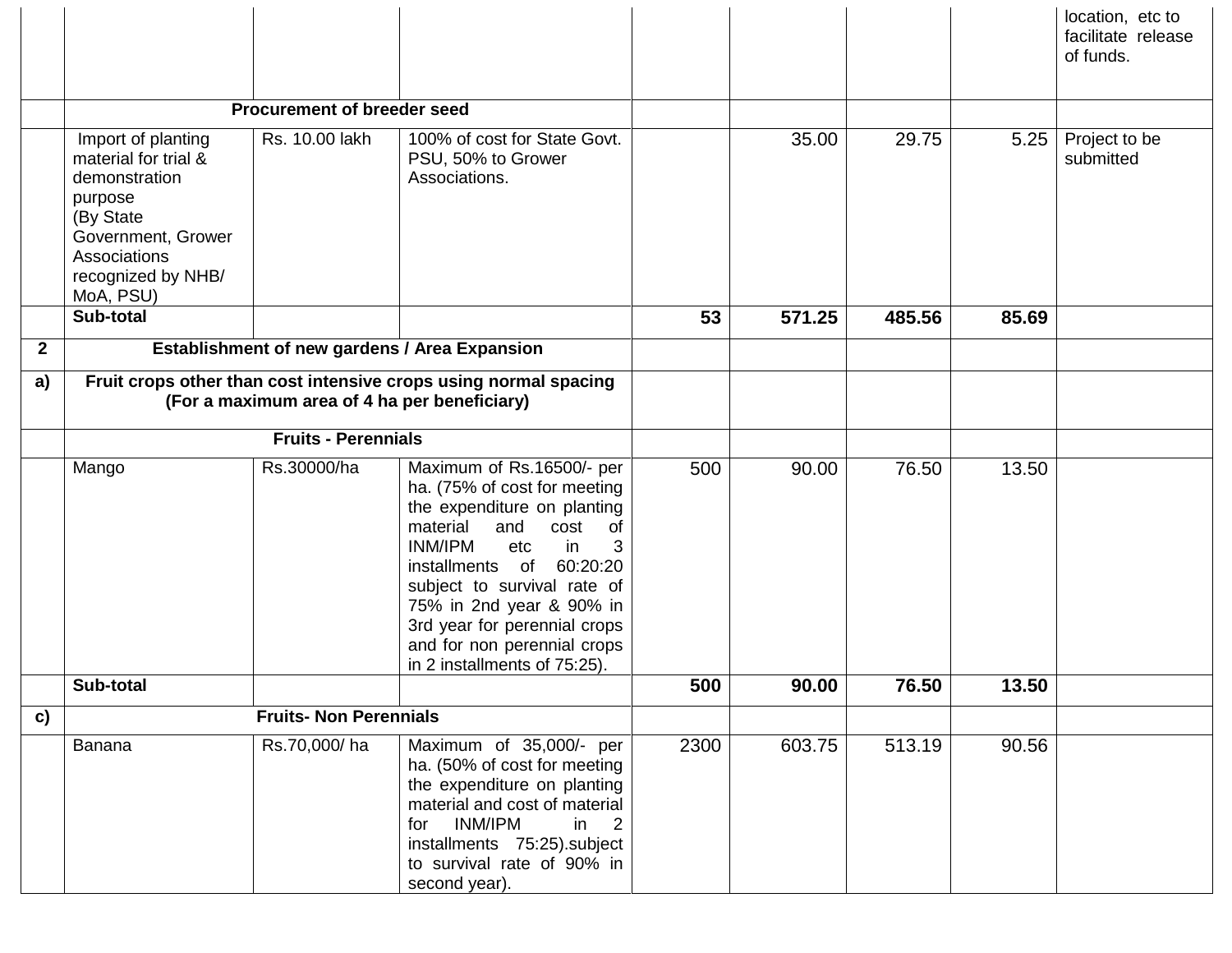| | | | | | | | | |
|---|---|---|---|---|---|---|---|---|
| | | | | | | | | location, etc to facilitate release of funds. |
| | **Procurement of breeder seed** | | | | | | | |
| | Import of planting material for trial & demonstration purpose (By State Government, Grower Associations recognized by NHB/ MoA, PSU) | Rs. 10.00 lakh | 100% of cost for State Govt. PSU, 50% to Grower Associations. | | 35.00 | 29.75 | 5.25 | Project to be submitted |
| | **Sub-total** | | | **53** | **571.25** | **485.56** | **85.69** | |
| **2** | **Establishment of new gardens / Area Expansion** | | | | | | | |
| **a)** | **Fruit crops other than cost intensive crops using normal spacing (For a maximum area of 4 ha per beneficiary)** | | | | | | | |
| | **Fruits - Perennials** | | | | | | | |
| | Mango | Rs.30000/ha | Maximum of Rs.16500/- per ha. (75% of cost for meeting the expenditure on planting material and cost of INM/IPM etc in 3 installments of 60:20:20 subject to survival rate of 75% in 2nd year & 90% in 3rd year for perennial crops and for non perennial crops in 2 installments of 75:25). | 500 | 90.00 | 76.50 | 13.50 | |
| | **Sub-total** | | | **500** | **90.00** | **76.50** | **13.50** | |
| **c)** | **Fruits- Non Perennials** | | | | | | | |
| | Banana | Rs.70,000/ ha | Maximum of 35,000/- per ha. (50% of cost for meeting the expenditure on planting material and cost of material for INM/IPM in 2 installments 75:25).subject to survival rate of 90% in second year). | 2300 | 603.75 | 513.19 | 90.56 | |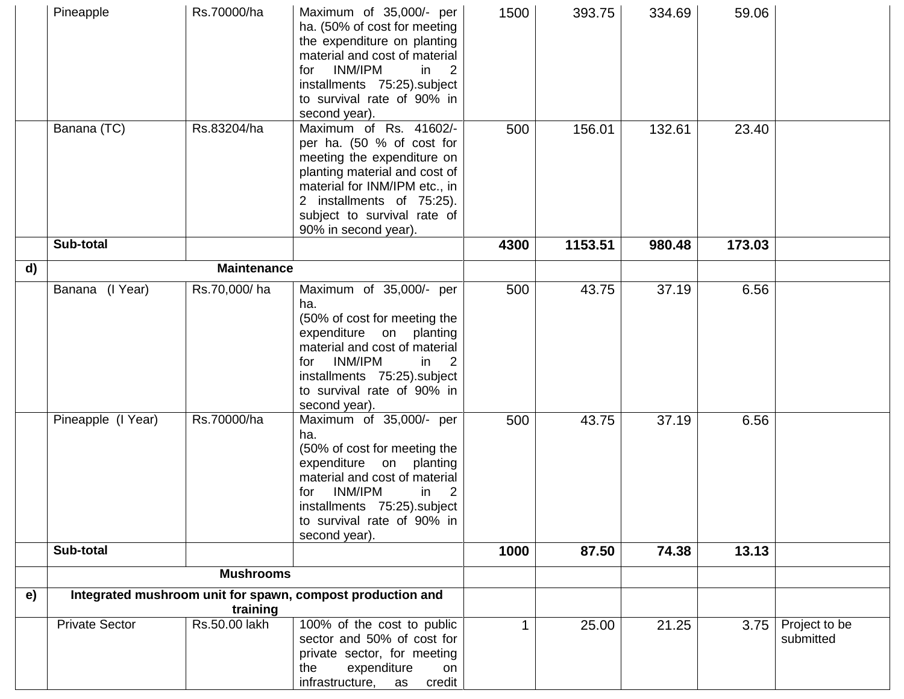|  | Pineapple | Rs.70000/ha | Maximum of 35,000/- per ha. (50% of cost for meeting the expenditure on planting material and cost of material for INM/IPM in 2 installments 75:25).subject to survival rate of 90% in second year). | 1500 | 393.75 | 334.69 | 59.06 |  |
|---|---|---|---|---|---|---|---|---|
|  | Banana (TC) | Rs.83204/ha | Maximum of Rs. 41602/- per ha. (50 % of cost for meeting the expenditure on planting material and cost of material for INM/IPM etc., in 2 installments of 75:25). subject to survival rate of 90% in second year). | 500 | 156.01 | 132.61 | 23.40 |  |
|  | **Sub-total** |  |  | **4300** | **1153.51** | **980.48** | **173.03** |  |
| **d)** | **Maintenance** |  |  |  |  |  |  |  |
|  | Banana (I Year) | Rs.70,000/ ha | Maximum of 35,000/- per ha. (50% of cost for meeting the expenditure on planting material and cost of material for INM/IPM in 2 installments 75:25).subject to survival rate of 90% in second year). | 500 | 43.75 | 37.19 | 6.56 |  |
|  | Pineapple (I Year) | Rs.70000/ha | Maximum of 35,000/- per ha. (50% of cost for meeting the expenditure on planting material and cost of material for INM/IPM in 2 installments 75:25).subject to survival rate of 90% in second year). | 500 | 43.75 | 37.19 | 6.56 |  |
|  | **Sub-total** |  |  | **1000** | **87.50** | **74.38** | **13.13** |  |
|  | **Mushrooms** |  |  |  |  |  |  |  |
| **e)** | **Integrated mushroom unit for spawn, compost production and training** |  |  |  |  |  |  |  |
|  | Private Sector | Rs.50.00 lakh | 100% of the cost to public sector and 50% of cost for private sector, for meeting the expenditure on infrastructure, as credit | 1 | 25.00 | 21.25 | 3.75 | Project to be submitted |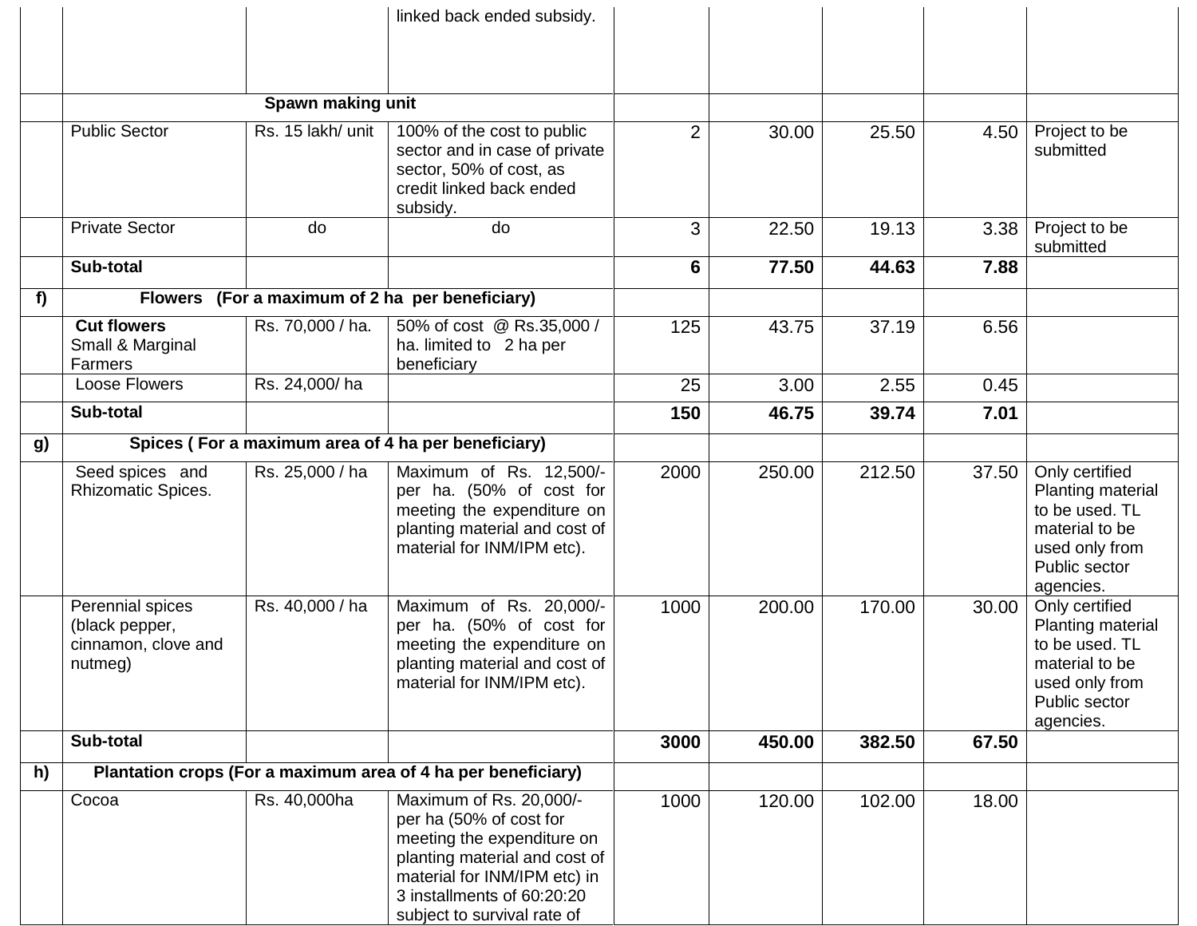| | | | | | | | | |
|---|---|---|---|---|---|---|---|---|
| | | | linked back ended subsidy. | | | | | |
| | Spawn making unit | | | | | | | |
| | Public Sector | Rs. 15 lakh/ unit | 100% of the cost to public sector and in case of private sector, 50% of cost, as credit linked back ended subsidy. | 2 | 30.00 | 25.50 | 4.50 | Project to be submitted |
| | Private Sector | do | do | 3 | 22.50 | 19.13 | 3.38 | Project to be submitted |
| | **Sub-total** | | | **6** | **77.50** | **44.63** | **7.88** | |
| **f)** | **Flowers (For a maximum of 2 ha per beneficiary)** | | | | | | | |
| | **Cut flowers** Small & Marginal Farmers | Rs. 70,000 / ha. | 50% of cost @ Rs.35,000 / ha. limited to 2 ha per beneficiary | 125 | 43.75 | 37.19 | 6.56 | |
| | Loose Flowers | Rs. 24,000/ ha | | 25 | 3.00 | 2.55 | 0.45 | |
| | **Sub-total** | | | **150** | **46.75** | **39.74** | **7.01** | |
| **g)** | **Spices ( For a maximum area of 4 ha per beneficiary)** | | | | | | | |
| | Seed spices and Rhizomatic Spices. | Rs. 25,000 / ha | Maximum of Rs. 12,500/- per ha. (50% of cost for meeting the expenditure on planting material and cost of material for INM/IPM etc). | 2000 | 250.00 | 212.50 | 37.50 | Only certified Planting material to be used. TL material to be used only from Public sector agencies. |
| | Perennial spices (black pepper, cinnamon, clove and nutmeg) | Rs. 40,000 / ha | Maximum of Rs. 20,000/- per ha. (50% of cost for meeting the expenditure on planting material and cost of material for INM/IPM etc). | 1000 | 200.00 | 170.00 | 30.00 | Only certified Planting material to be used. TL material to be used only from Public sector agencies. |
| | **Sub-total** | | | **3000** | **450.00** | **382.50** | **67.50** | |
| **h)** | **Plantation crops (For a maximum area of 4 ha per beneficiary)** | | | | | | | |
| | Cocoa | Rs. 40,000ha | Maximum of Rs. 20,000/- per ha (50% of cost for meeting the expenditure on planting material and cost of material for INM/IPM etc) in 3 installments of 60:20:20 subject to survival rate of | 1000 | 120.00 | 102.00 | 18.00 | |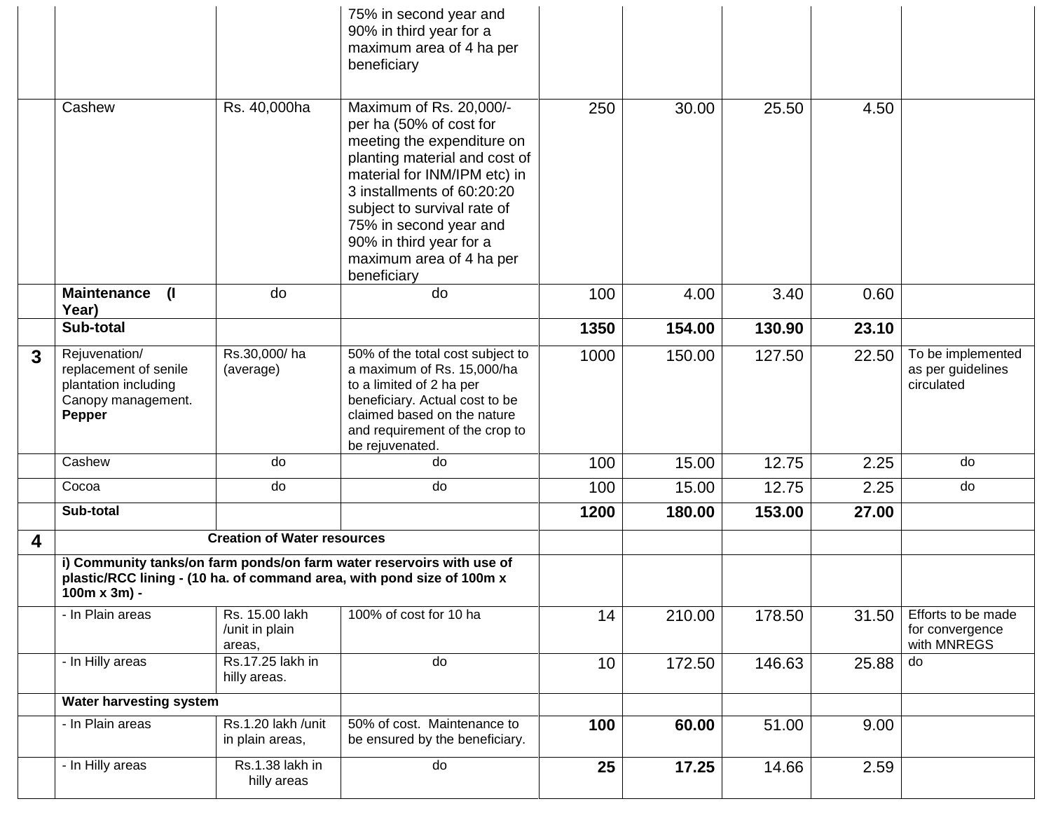| | | | | | | | |
|---|---|---|---|---|---|---|---|
| | | | 75% in second year and 90% in third year for a maximum area of 4 ha per beneficiary | | | | |
| | Cashew | Rs. 40,000ha | Maximum of Rs. 20,000/- per ha (50% of cost for meeting the expenditure on planting material and cost of material for INM/IPM etc) in 3 installments of 60:20:20 subject to survival rate of 75% in second year and 90% in third year for a maximum area of 4 ha per beneficiary | 250 | 30.00 | 25.50 | 4.50 | |
| | **Maintenance (I Year)** | do | do | 100 | 4.00 | 3.40 | 0.60 | |
| | **Sub-total** | | | **1350** | **154.00** | **130.90** | **23.10** | |
| **3** | Rejuvenation/ replacement of senile plantation including Canopy management. **Pepper** | Rs.30,000/ ha (average) | 50% of the total cost subject to a maximum of Rs. 15,000/ha to a limited of 2 ha per beneficiary. Actual cost to be claimed based on the nature and requirement of the crop to be rejuvenated. | 1000 | 150.00 | 127.50 | 22.50 | To be implemented as per guidelines circulated |
| | Cashew | do | do | 100 | 15.00 | 12.75 | 2.25 | do |
| | Cocoa | do | do | 100 | 15.00 | 12.75 | 2.25 | do |
| | **Sub-total** | | | **1200** | **180.00** | **153.00** | **27.00** | |
| **4** | **Creation of Water resources** | | | | | | | |
| | **i) Community tanks/on farm ponds/on farm water reservoirs with use of plastic/RCC lining - (10 ha. of command area, with pond size of 100m x 100m x 3m) -** | | | | | | | |
| | - In Plain areas | Rs. 15.00 lakh /unit in plain areas, | 100% of cost for 10 ha | 14 | 210.00 | 178.50 | 31.50 | Efforts to be made for convergence with MNREGS |
| | - In Hilly areas | Rs.17.25 lakh in hilly areas. | do | 10 | 172.50 | 146.63 | 25.88 | do |
| | **Water harvesting system** | | | | | | | |
| | - In Plain areas | Rs.1.20 lakh /unit in plain areas, | 50% of cost. Maintenance to be ensured by the beneficiary. | **100** | **60.00** | 51.00 | 9.00 | |
| | - In Hilly areas | Rs.1.38 lakh in hilly areas | do | **25** | **17.25** | 14.66 | 2.59 | |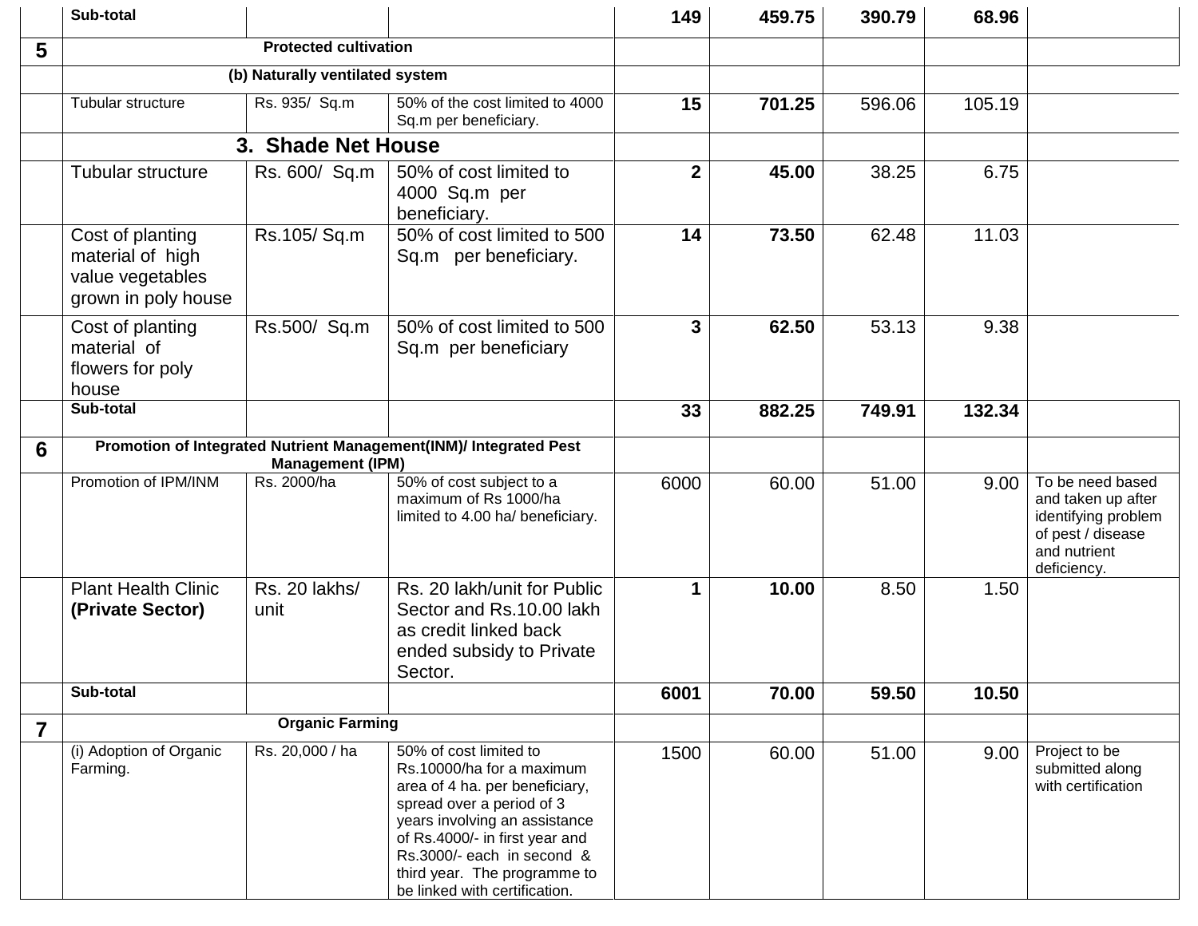| | | | | | | | | |
|---|---|---|---|---|---|---|---|---|
| | **Sub-total** | | | **149** | **459.75** | **390.79** | **68.96** | |
| **5** | **Protected cultivation** | | | | | | | |
| | **(b) Naturally ventilated system** | | | | | | | |
| | Tubular structure | Rs. 935/ Sq.m | 50% of the cost limited to 4000 Sq.m per beneficiary. | **15** | **701.25** | 596.06 | 105.19 | |
| | **3. Shade Net House** | | | | | | | |
| | Tubular structure | Rs. 600/ Sq.m | 50% of cost limited to 4000 Sq.m per beneficiary. | **2** | **45.00** | 38.25 | 6.75 | |
| | Cost of planting material of high value vegetables grown in poly house | Rs.105/ Sq.m | 50% of cost limited to 500 Sq.m per beneficiary. | **14** | **73.50** | 62.48 | 11.03 | |
| | Cost of planting material of flowers for poly house | Rs.500/ Sq.m | 50% of cost limited to 500 Sq.m per beneficiary | **3** | **62.50** | 53.13 | 9.38 | |
| | **Sub-total** | | | **33** | **882.25** | **749.91** | **132.34** | |
| **6** | **Promotion of Integrated Nutrient Management(INM)/ Integrated Pest Management (IPM)** | | | | | | | |
| | Promotion of IPM/INM | Rs. 2000/ha | 50% of cost subject to a maximum of Rs 1000/ha limited to 4.00 ha/ beneficiary. | 6000 | 60.00 | 51.00 | 9.00 | To be need based and taken up after identifying problem of pest / disease and nutrient deficiency. |
| | Plant Health Clinic **(Private Sector)** | Rs. 20 lakhs/ unit | Rs. 20 lakh/unit for Public Sector and Rs.10.00 lakh as credit linked back ended subsidy to Private Sector. | **1** | **10.00** | 8.50 | 1.50 | |
| | **Sub-total** | | | **6001** | **70.00** | **59.50** | **10.50** | |
| **7** | **Organic Farming** | | | | | | | |
| | (i) Adoption of Organic Farming. | Rs. 20,000 / ha | 50% of cost limited to Rs.10000/ha for a maximum area of 4 ha. per beneficiary, spread over a period of 3 years involving an assistance of Rs.4000/- in first year and Rs.3000/- each in second & third year. The programme to be linked with certification. | 1500 | 60.00 | 51.00 | 9.00 | Project to be submitted along with certification |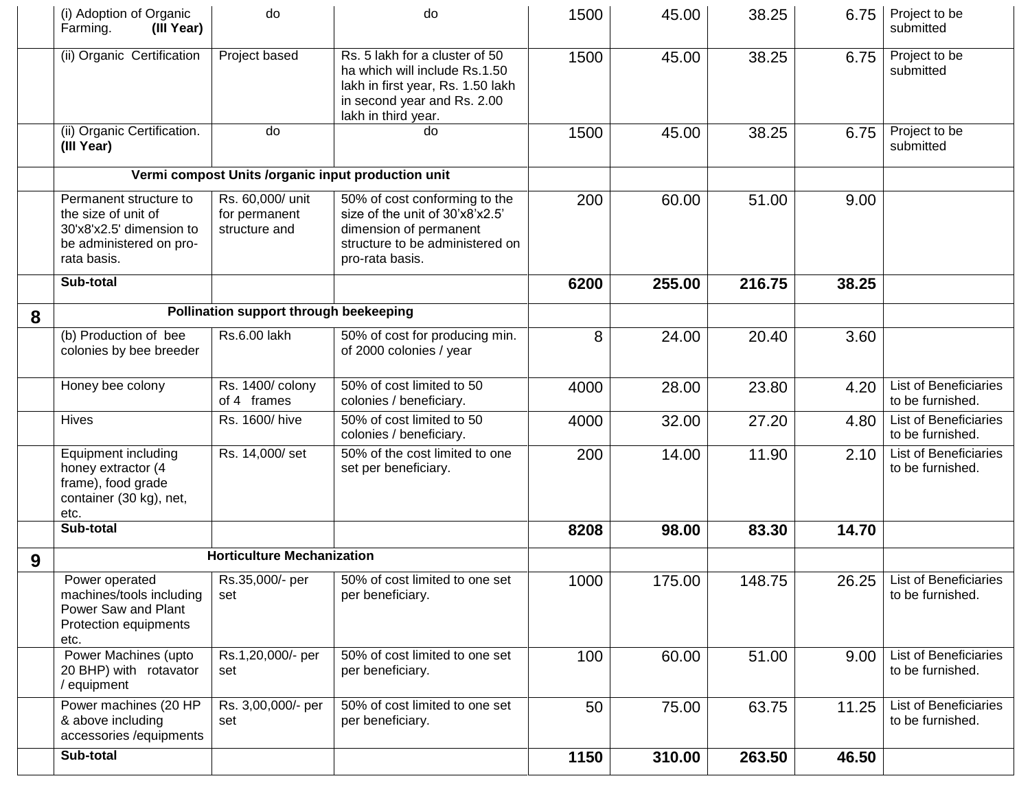|  |  |  |  |  |  |  |  |  |
|---|---|---|---|---|---|---|---|---|
|  | (i) Adoption of Organic Farming. **(III Year)** | do | do | 1500 | 45.00 | 38.25 | 6.75 | Project to be submitted |
|  | (ii) Organic Certification | Project based | Rs. 5 lakh for a cluster of 50 ha which will include Rs.1.50 lakh in first year, Rs. 1.50 lakh in second year and Rs. 2.00 lakh in third year. | 1500 | 45.00 | 38.25 | 6.75 | Project to be submitted |
|  | (ii) Organic Certification. **(III Year)** | do | do | 1500 | 45.00 | 38.25 | 6.75 | Project to be submitted |
|  | **Vermi compost Units /organic input production unit** |  |  |  |  |  |  |  |
|  | Permanent structure to the size of unit of 30'x8'x2.5' dimension to be administered on pro-rata basis. | Rs. 60,000/ unit for permanent structure and | 50% of cost conforming to the size of the unit of 30'x8'x2.5' dimension of permanent structure to be administered on pro-rata basis. | 200 | 60.00 | 51.00 | 9.00 |  |
|  | **Sub-total** |  |  | **6200** | **255.00** | **216.75** | **38.25** |  |
| **8** | **Pollination support through beekeeping** |  |  |  |  |  |  |  |
|  | (b) Production of bee colonies by bee breeder | Rs.6.00 lakh | 50% of cost for producing min. of 2000 colonies / year | 8 | 24.00 | 20.40 | 3.60 |  |
|  | Honey bee colony | Rs. 1400/ colony of 4 frames | 50% of cost limited to 50 colonies / beneficiary. | 4000 | 28.00 | 23.80 | 4.20 | List of Beneficiaries to be furnished. |
|  | Hives | Rs. 1600/ hive | 50% of cost limited to 50 colonies / beneficiary. | 4000 | 32.00 | 27.20 | 4.80 | List of Beneficiaries to be furnished. |
|  | Equipment including honey extractor (4 frame), food grade container (30 kg), net, etc. | Rs. 14,000/ set | 50% of the cost limited to one set per beneficiary. | 200 | 14.00 | 11.90 | 2.10 | List of Beneficiaries to be furnished. |
|  | **Sub-total** |  |  | **8208** | **98.00** | **83.30** | **14.70** |  |
| **9** | **Horticulture Mechanization** |  |  |  |  |  |  |  |
|  | Power operated machines/tools including Power Saw and Plant Protection equipments etc. | Rs.35,000/- per set | 50% of cost limited to one set per beneficiary. | 1000 | 175.00 | 148.75 | 26.25 | List of Beneficiaries to be furnished. |
|  | Power Machines (upto 20 BHP) with rotavator / equipment | Rs.1,20,000/- per set | 50% of cost limited to one set per beneficiary. | 100 | 60.00 | 51.00 | 9.00 | List of Beneficiaries to be furnished. |
|  | Power machines (20 HP & above including accessories /equipments | Rs. 3,00,000/- per set | 50% of cost limited to one set per beneficiary. | 50 | 75.00 | 63.75 | 11.25 | List of Beneficiaries to be furnished. |
|  | **Sub-total** |  |  | **1150** | **310.00** | **263.50** | **46.50** |  |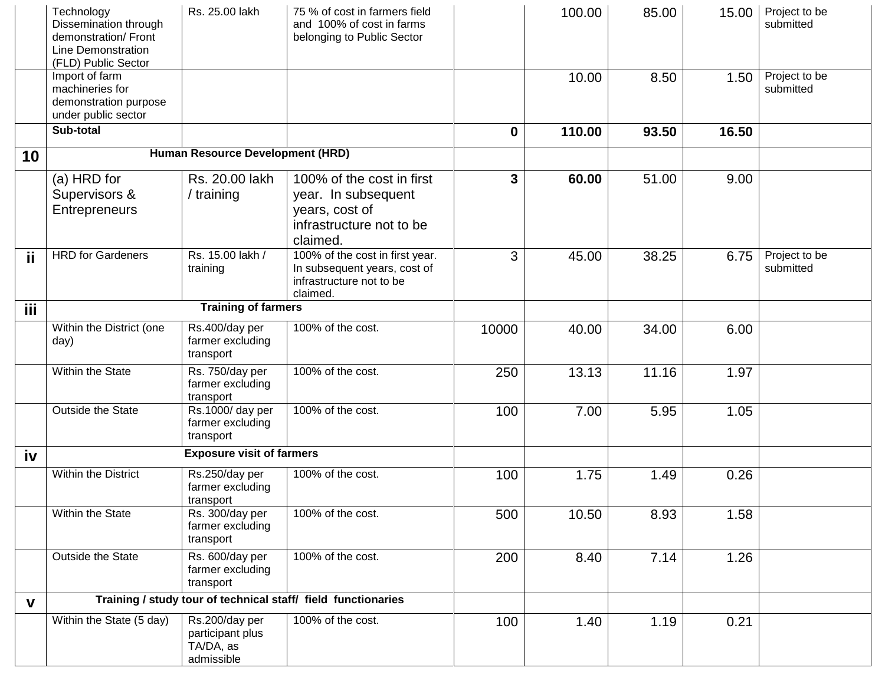| | | | | | | | | |
|---|---|---|---|---|---|---|---|---|
| | Technology Dissemination through demonstration/ Front Line Demonstration (FLD) Public Sector | Rs. 25.00 lakh | 75 % of cost in farmers field and 100% of cost in farms belonging to Public Sector | | 100.00 | 85.00 | 15.00 | Project to be submitted |
| | Import of farm machineries for demonstration purpose under public sector | | | | 10.00 | 8.50 | 1.50 | Project to be submitted |
| | **Sub-total** | | | **0** | **110.00** | **93.50** | **16.50** | |
| **10** | **Human Resource Development (HRD)** | | | | | | | |
| | (a) HRD for Supervisors & Entrepreneurs | Rs. 20.00 lakh / training | 100% of the cost in first year. In subsequent years, cost of infrastructure not to be claimed. | **3** | **60.00** | 51.00 | 9.00 | |
| **ii** | HRD for Gardeners | Rs. 15.00 lakh / training | 100% of the cost in first year. In subsequent years, cost of infrastructure not to be claimed. | 3 | 45.00 | 38.25 | 6.75 | Project to be submitted |
| **iii** | **Training of farmers** | | | | | | | |
| | Within the District (one day) | Rs.400/day per farmer excluding transport | 100% of the cost. | 10000 | 40.00 | 34.00 | 6.00 | |
| | Within the State | Rs. 750/day per farmer excluding transport | 100% of the cost. | 250 | 13.13 | 11.16 | 1.97 | |
| | Outside the State | Rs.1000/ day per farmer excluding transport | 100% of the cost. | 100 | 7.00 | 5.95 | 1.05 | |
| **iv** | **Exposure visit of farmers** | | | | | | | |
| | Within the District | Rs.250/day per farmer excluding transport | 100% of the cost. | 100 | 1.75 | 1.49 | 0.26 | |
| | Within the State | Rs. 300/day per farmer excluding transport | 100% of the cost. | 500 | 10.50 | 8.93 | 1.58 | |
| | Outside the State | Rs. 600/day per farmer excluding transport | 100% of the cost. | 200 | 8.40 | 7.14 | 1.26 | |
| **v** | **Training / study tour of technical staff/ field functionaries** | | | | | | | |
| | Within the State (5 day) | Rs.200/day per participant plus TA/DA, as admissible | 100% of the cost. | 100 | 1.40 | 1.19 | 0.21 | |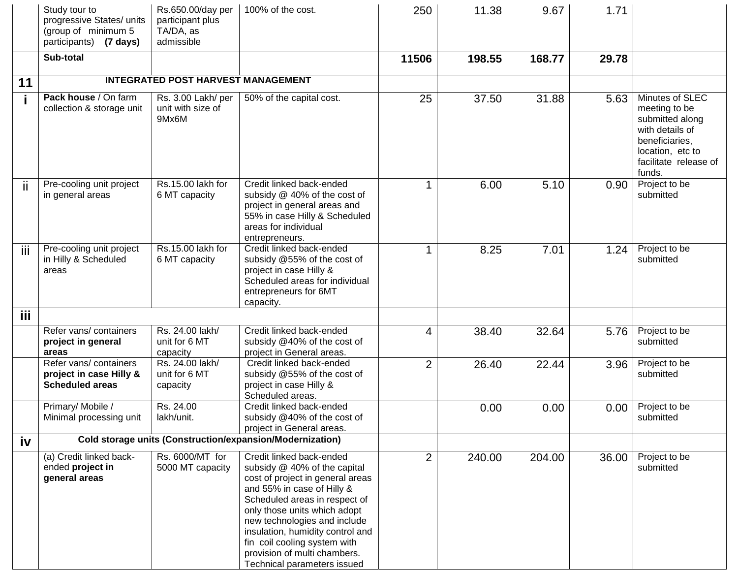| | | | | | | | | |
|---|---|---|---|---|---|---|---|---|
| | Study tour to progressive States/ units (group of minimum 5 participants) **(7 days)** | Rs.650.00/day per participant plus TA/DA, as admissible | 100% of the cost. | 250 | 11.38 | 9.67 | 1.71 | |
| | **Sub-total** | | | **11506** | **198.55** | **168.77** | **29.78** | |
| **11** | **INTEGRATED POST HARVEST MANAGEMENT** | | | | | | | |
| **i** | **Pack house** / On farm collection & storage unit | Rs. 3.00 Lakh/ per unit with size of 9Mx6M | 50% of the capital cost. | 25 | 37.50 | 31.88 | 5.63 | Minutes of SLEC meeting to be submitted along with details of beneficiaries, location, etc to facilitate release of funds. |
| ii | Pre-cooling unit project in general areas | Rs.15.00 lakh for 6 MT capacity | Credit linked back-ended subsidy @ 40% of the cost of project in general areas and 55% in case Hilly & Scheduled areas for individual entrepreneurs. | 1 | 6.00 | 5.10 | 0.90 | Project to be submitted |
| iii | Pre-cooling unit project in Hilly & Scheduled areas | Rs.15.00 lakh for 6 MT capacity | Credit linked back-ended subsidy @55% of the cost of project in case Hilly & Scheduled areas for individual entrepreneurs for 6MT capacity. | 1 | 8.25 | 7.01 | 1.24 | Project to be submitted |
| **iii** | | | | | | | | |
| | Refer vans/ containers **project in general areas** | Rs. 24.00 lakh/ unit for 6 MT capacity | Credit linked back-ended subsidy @40% of the cost of project in General areas. | 4 | 38.40 | 32.64 | 5.76 | Project to be submitted |
| | Refer vans/ containers **project in case Hilly & Scheduled areas** | Rs. 24.00 lakh/ unit for 6 MT capacity | Credit linked back-ended subsidy @55% of the cost of project in case Hilly & Scheduled areas. | 2 | 26.40 | 22.44 | 3.96 | Project to be submitted |
| | Primary/ Mobile / Minimal processing unit | Rs. 24.00 lakh/unit. | Credit linked back-ended subsidy @40% of the cost of project in General areas. | | 0.00 | 0.00 | 0.00 | Project to be submitted |
| **iv** | **Cold storage units (Construction/expansion/Modernization)** | | | | | | | |
| | (a) Credit linked back-ended **project in general areas** | Rs. 6000/MT for 5000 MT capacity | Credit linked back-ended subsidy @ 40% of the capital cost of project in general areas and 55% in case of Hilly & Scheduled areas in respect of only those units which adopt new technologies and include insulation, humidity control and fin coil cooling system with provision of multi chambers. Technical parameters issued | 2 | 240.00 | 204.00 | 36.00 | Project to be submitted |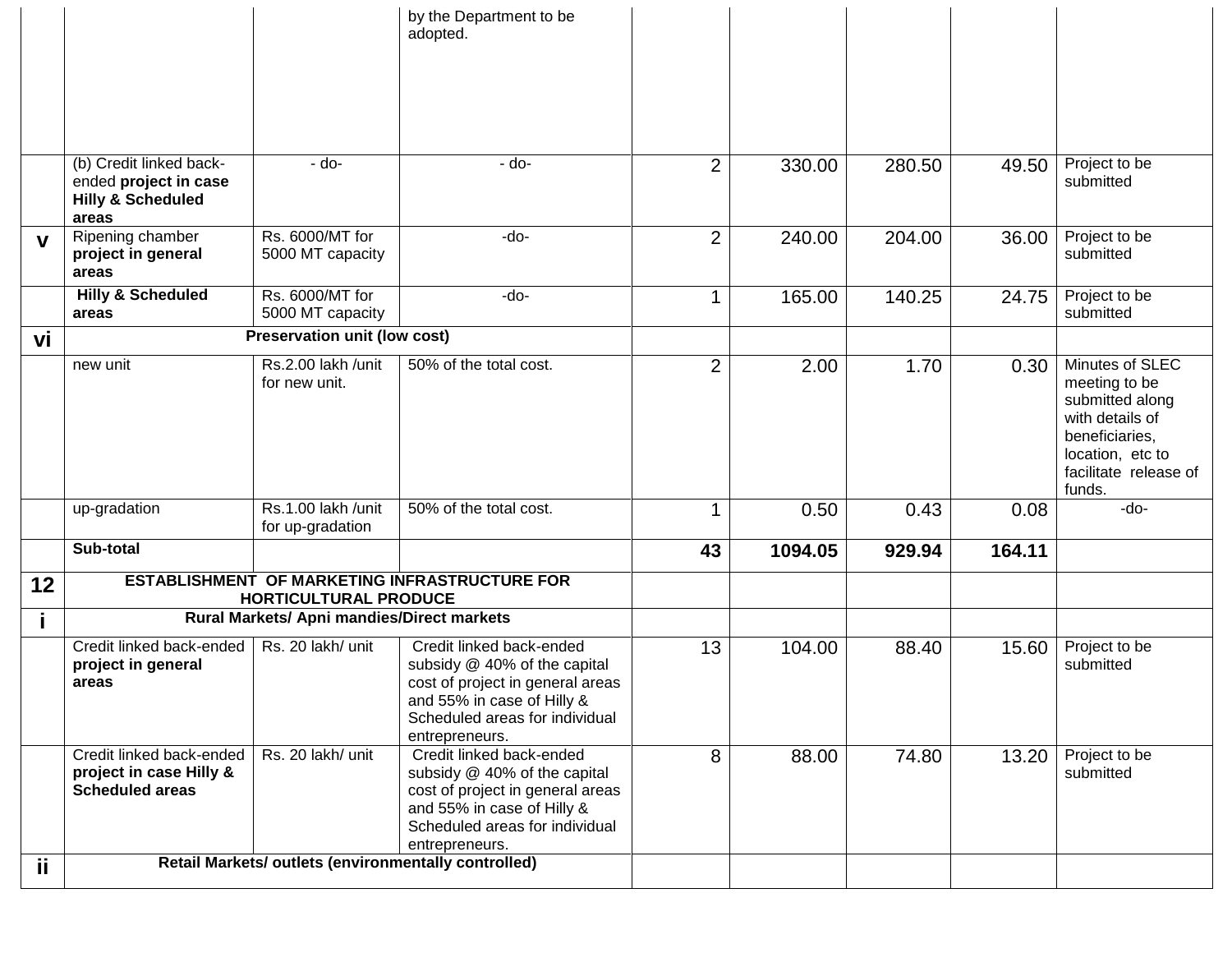| | | | by the Department to be adopted. | | | | | |
|---|---|---|---|---|---|---|---|---|
| | (b) Credit linked back-ended **project in case Hilly & Scheduled areas** | - do- | - do- | 2 | 330.00 | 280.50 | 49.50 | Project to be submitted |
| **v** | Ripening chamber **project in general areas** | Rs. 6000/MT for 5000 MT capacity | -do- | 2 | 240.00 | 204.00 | 36.00 | Project to be submitted |
| | **Hilly & Scheduled areas** | Rs. 6000/MT for 5000 MT capacity | -do- | 1 | 165.00 | 140.25 | 24.75 | Project to be submitted |
| **vi** | **Preservation unit (low cost)** | | | | | | | |
| | new unit | Rs.2.00 lakh /unit for new unit. | 50% of the total cost. | 2 | 2.00 | 1.70 | 0.30 | Minutes of SLEC meeting to be submitted along with details of beneficiaries, location, etc to facilitate release of funds. |
| | up-gradation | Rs.1.00 lakh /unit for up-gradation | 50% of the total cost. | 1 | 0.50 | 0.43 | 0.08 | -do- |
| | **Sub-total** | | | **43** | **1094.05** | **929.94** | **164.11** | |
| **12** | **ESTABLISHMENT OF MARKETING INFRASTRUCTURE FOR HORTICULTURAL PRODUCE** | | | | | | | |
| **i** | **Rural Markets/ Apni mandies/Direct markets** | | | | | | | |
| | Credit linked back-ended **project in general areas** | Rs. 20 lakh/ unit | Credit linked back-ended subsidy @ 40% of the capital cost of project in general areas and 55% in case of Hilly & Scheduled areas for individual entrepreneurs. | 13 | 104.00 | 88.40 | 15.60 | Project to be submitted |
| | Credit linked back-ended **project in case Hilly & Scheduled areas** | Rs. 20 lakh/ unit | Credit linked back-ended subsidy @ 40% of the capital cost of project in general areas and 55% in case of Hilly & Scheduled areas for individual entrepreneurs. | 8 | 88.00 | 74.80 | 13.20 | Project to be submitted |
| **ii** | **Retail Markets/ outlets (environmentally controlled)** | | | | | | | |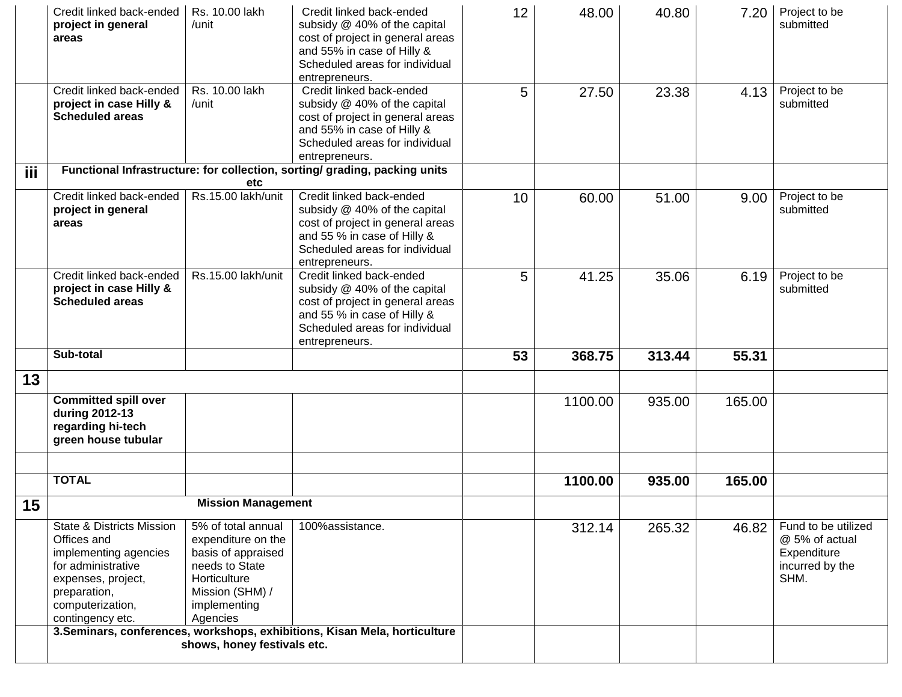| | | | | | | | | |
|---|---|---|---|---|---|---|---|---|
| | Credit linked back-ended **project in general areas** | Rs. 10.00 lakh /unit | Credit linked back-ended subsidy @ 40% of the capital cost of project in general areas and 55% in case of Hilly & Scheduled areas for individual entrepreneurs. | 12 | 48.00 | 40.80 | 7.20 | Project to be submitted |
| | Credit linked back-ended **project in case Hilly & Scheduled areas** | Rs. 10.00 lakh /unit | Credit linked back-ended subsidy @ 40% of the capital cost of project in general areas and 55% in case of Hilly & Scheduled areas for individual entrepreneurs. | 5 | 27.50 | 23.38 | 4.13 | Project to be submitted |
| **iii** | **Functional Infrastructure: for collection, sorting/ grading, packing units etc** | | | | | | | |
| | Credit linked back-ended **project in general areas** | Rs.15.00 lakh/unit | Credit linked back-ended subsidy @ 40% of the capital cost of project in general areas and 55 % in case of Hilly & Scheduled areas for individual entrepreneurs. | 10 | 60.00 | 51.00 | 9.00 | Project to be submitted |
| | Credit linked back-ended **project in case Hilly & Scheduled areas** | Rs.15.00 lakh/unit | Credit linked back-ended subsidy @ 40% of the capital cost of project in general areas and 55 % in case of Hilly & Scheduled areas for individual entrepreneurs. | 5 | 41.25 | 35.06 | 6.19 | Project to be submitted |
| | **Sub-total** | | | **53** | **368.75** | **313.44** | **55.31** | |
| **13** | | | | | | | | |
| | **Committed spill over during 2012-13 regarding hi-tech green house tubular** | | | | 1100.00 | 935.00 | 165.00 | |
| | | | | | | | | |
| | **TOTAL** | | | | **1100.00** | **935.00** | **165.00** | |
| **15** | **Mission Management** | | | | | | | |
| | State & Districts Mission Offices and implementing agencies for administrative expenses, project, preparation, computerization, contingency etc. | 5% of total annual expenditure on the basis of appraised needs to State Horticulture Mission (SHM) / implementing Agencies | 100%assistance. | | 312.14 | 265.32 | 46.82 | Fund to be utilized @ 5% of actual Expenditure incurred by the SHM. |
| | **3.Seminars, conferences, workshops, exhibitions, Kisan Mela, horticulture shows, honey festivals etc.** | | | | | | | |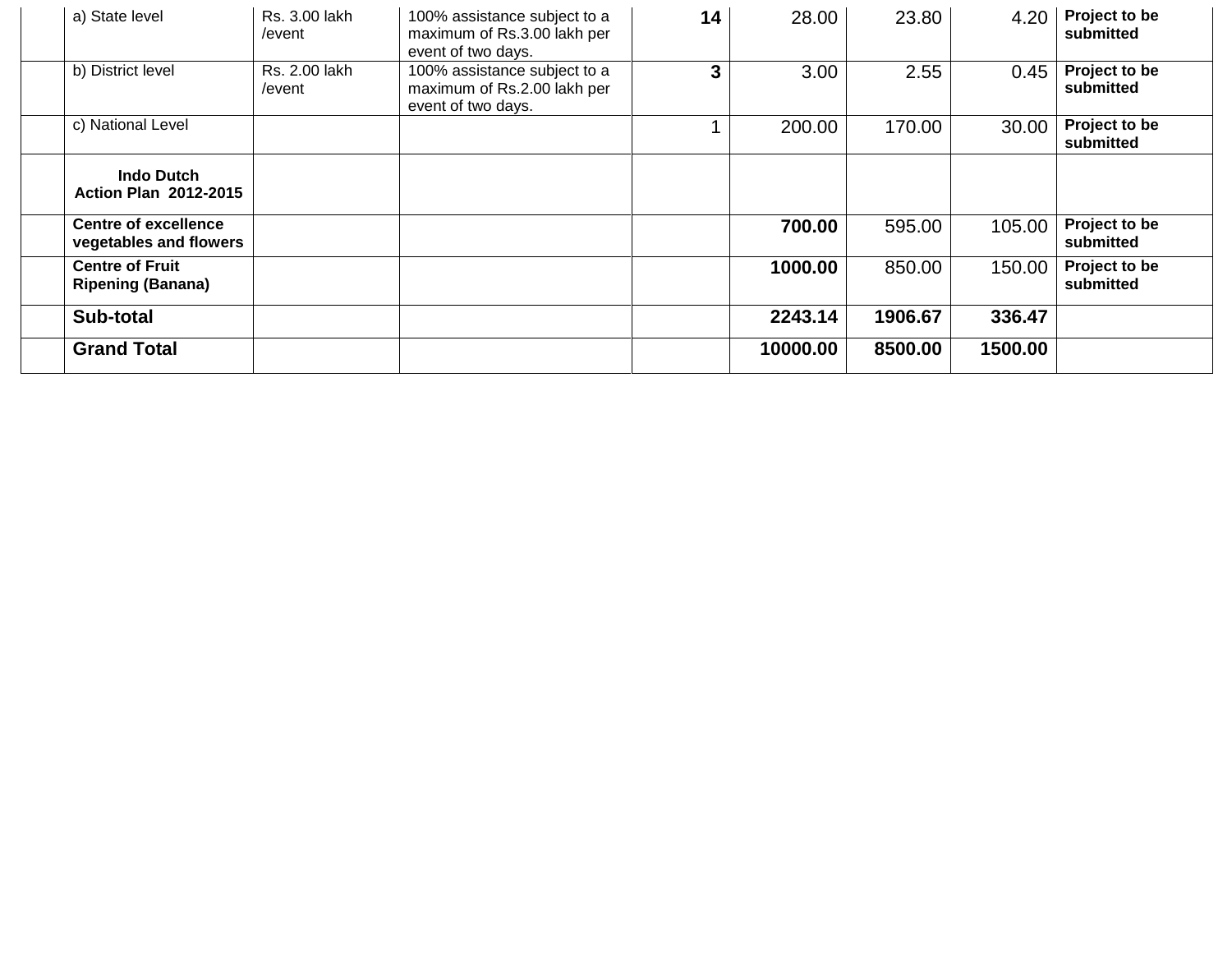| | | | | | | | | |
|---|---|---|---|---|---|---|---|---|
| | a) State level | Rs. 3.00 lakh /event | 100% assistance subject to a maximum of Rs.3.00 lakh per event of two days. | **14** | 28.00 | 23.80 | 4.20 | **Project to be submitted** |
| | b) District level | Rs. 2.00 lakh /event | 100% assistance subject to a maximum of Rs.2.00 lakh per event of two days. | **3** | 3.00 | 2.55 | 0.45 | **Project to be submitted** |
| | c) National Level | | | 1 | 200.00 | 170.00 | 30.00 | **Project to be submitted** |
| | **Indo Dutch Action Plan 2012-2015** | | | | | | | |
| | **Centre of excellence vegetables and flowers** | | | | **700.00** | 595.00 | 105.00 | **Project to be submitted** |
| | **Centre of Fruit Ripening (Banana)** | | | | **1000.00** | 850.00 | 150.00 | **Project to be submitted** |
| | **Sub-total** | | | | **2243.14** | **1906.67** | **336.47** | |
| | **Grand Total** | | | | **10000.00** | **8500.00** | **1500.00** | |